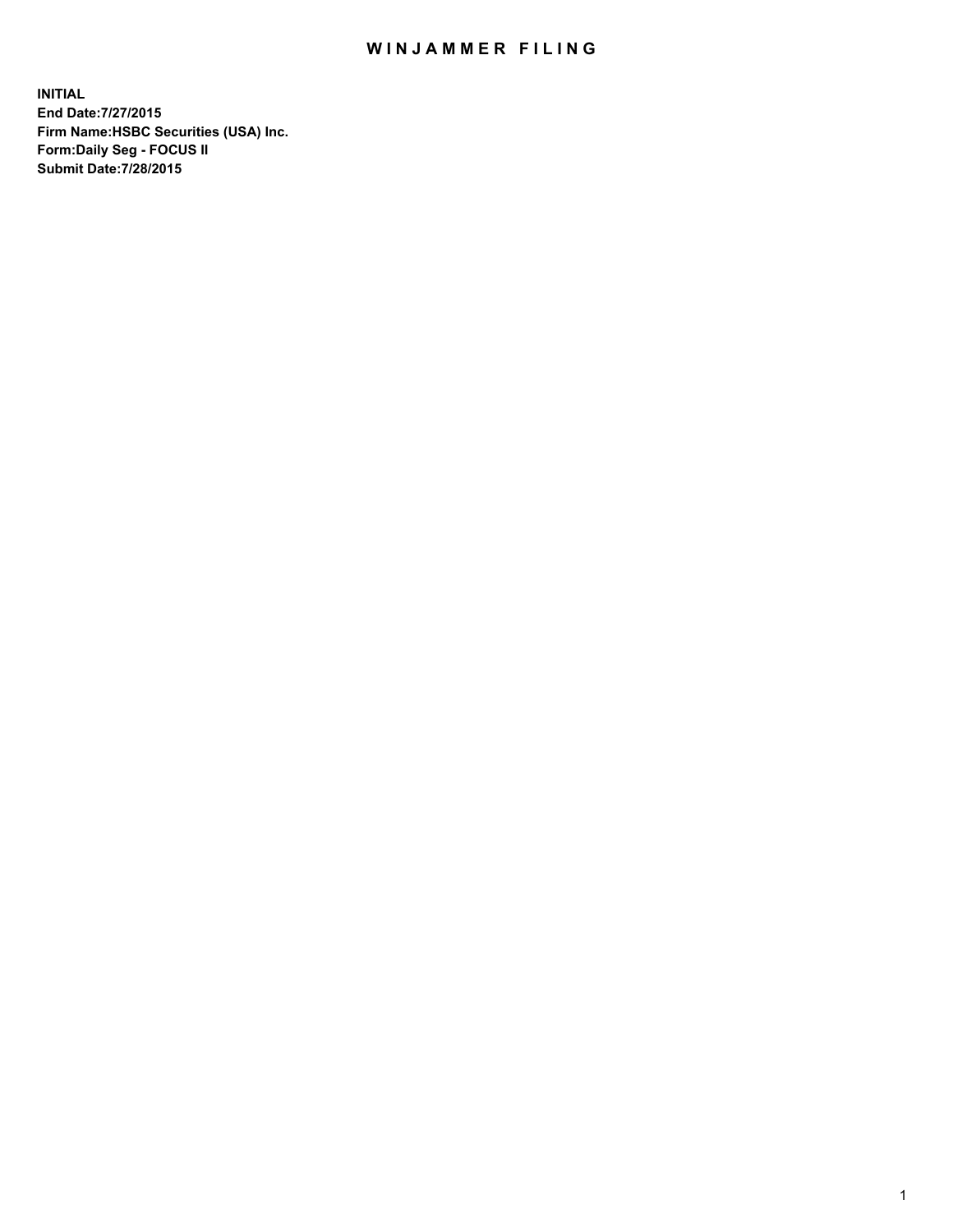# WINJAMMER FILING

**INITIAL**
**End Date:7/27/2015**
**Firm Name:HSBC Securities (USA) Inc.**
**Form:Daily Seg - FOCUS II**
**Submit Date:7/28/2015**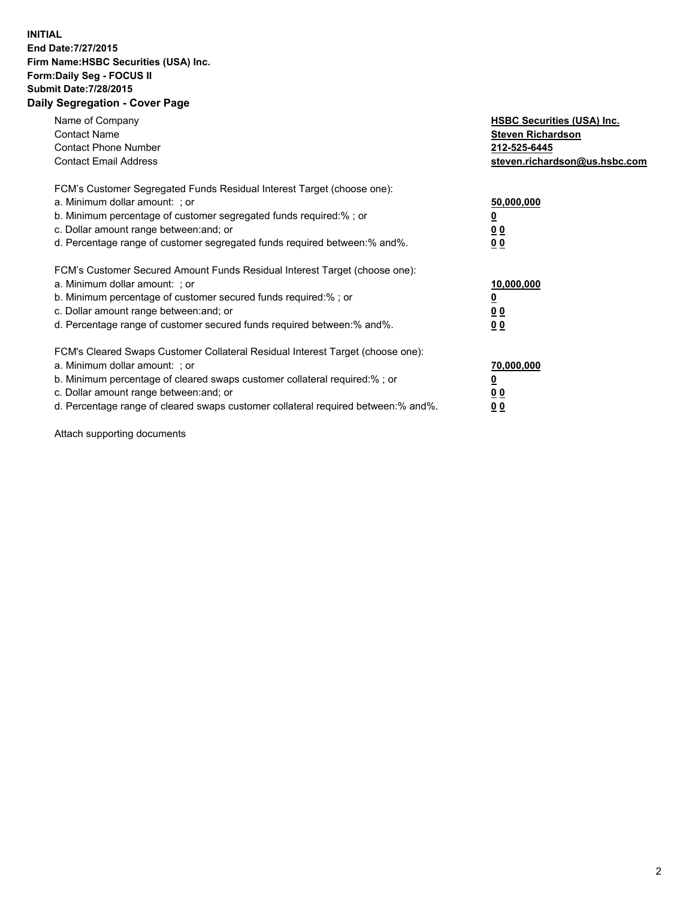**INITIAL**
**End Date:7/27/2015**
**Firm Name:HSBC Securities (USA) Inc.**
**Form:Daily Seg - FOCUS II**
**Submit Date:7/28/2015**

## Daily Segregation - Cover Page

| | |
|---|---|
| Name of Company | **HSBC Securities (USA) Inc.** |
| Contact Name | **Steven Richardson** |
| Contact Phone Number | **212-525-6445** |
| Contact Email Address | **steven.richardson@us.hsbc.com** |

FCM's Customer Segregated Funds Residual Interest Target (choose one):

| | |
|---|---|
| a. Minimum dollar amount: ; or | **50,000,000** |
| b. Minimum percentage of customer segregated funds required:% ; or | **0** |
| c. Dollar amount range between:and; or | **0 0** |
| d. Percentage range of customer segregated funds required between:% and%. | **0 0** |

FCM's Customer Secured Amount Funds Residual Interest Target (choose one):

| | |
|---|---|
| a. Minimum dollar amount: ; or | **10,000,000** |
| b. Minimum percentage of customer secured funds required:% ; or | **0** |
| c. Dollar amount range between:and; or | **0 0** |
| d. Percentage range of customer secured funds required between:% and%. | **0 0** |

FCM's Cleared Swaps Customer Collateral Residual Interest Target (choose one):

| | |
|---|---|
| a. Minimum dollar amount: ; or | **70,000,000** |
| b. Minimum percentage of cleared swaps customer collateral required:% ; or | **0** |
| c. Dollar amount range between:and; or | **0 0** |
| d. Percentage range of cleared swaps customer collateral required between:% and%. | **0 0** |

Attach supporting documents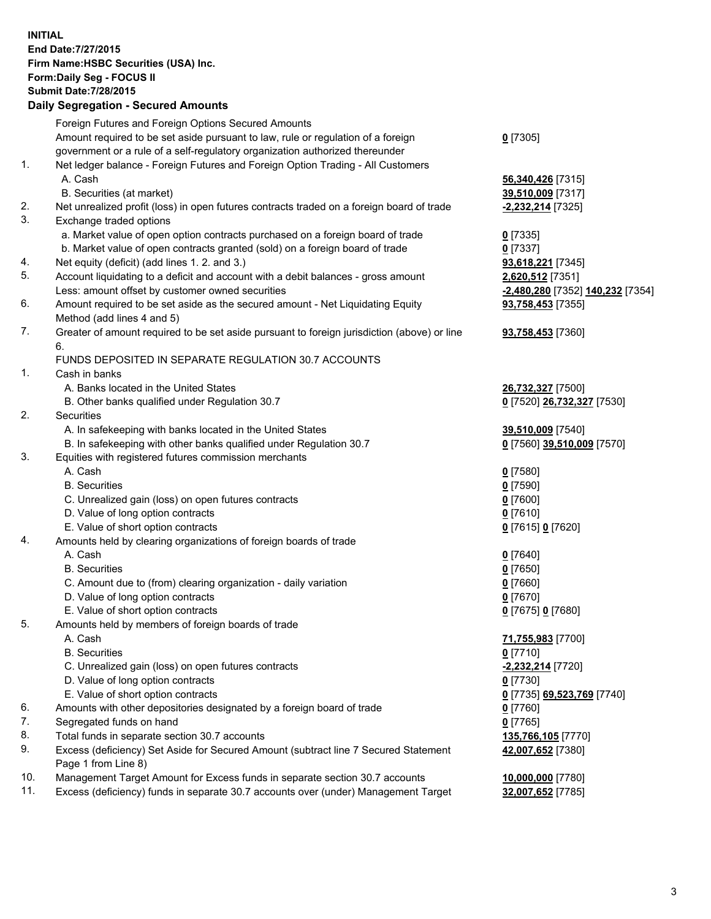**INITIAL**
**End Date:7/27/2015**
**Firm Name:HSBC Securities (USA) Inc.**
**Form:Daily Seg - FOCUS II**
**Submit Date:7/28/2015**

## Daily Segregation - Secured Amounts

| | | |
|---|---|---|
| | Foreign Futures and Foreign Options Secured Amounts | |
| | Amount required to be set aside pursuant to law, rule or regulation of a foreign government or a rule of a self-regulatory organization authorized thereunder | **0** [7305] |
| 1. | Net ledger balance - Foreign Futures and Foreign Option Trading - All Customers | |
| | A. Cash | **56,340,426** [7315] |
| | B. Securities (at market) | **39,510,009** [7317] |
| 2. | Net unrealized profit (loss) in open futures contracts traded on a foreign board of trade | **-2,232,214** [7325] |
| 3. | Exchange traded options | |
| | a. Market value of open option contracts purchased on a foreign board of trade | **0** [7335] |
| | b. Market value of open contracts granted (sold) on a foreign board of trade | **0** [7337] |
| 4. | Net equity (deficit) (add lines 1. 2. and 3.) | **93,618,221** [7345] |
| 5. | Account liquidating to a deficit and account with a debit balances - gross amount | **2,620,512** [7351] |
| | Less: amount offset by customer owned securities | **-2,480,280** [7352] **140,232** [7354] |
| 6. | Amount required to be set aside as the secured amount - Net Liquidating Equity Method (add lines 4 and 5) | **93,758,453** [7355] |
| 7. | Greater of amount required to be set aside pursuant to foreign jurisdiction (above) or line 6. | **93,758,453** [7360] |
| | FUNDS DEPOSITED IN SEPARATE REGULATION 30.7 ACCOUNTS | |
| 1. | Cash in banks | |
| | A. Banks located in the United States | **26,732,327** [7500] |
| | B. Other banks qualified under Regulation 30.7 | **0** [7520] **26,732,327** [7530] |
| 2. | Securities | |
| | A. In safekeeping with banks located in the United States | **39,510,009** [7540] |
| | B. In safekeeping with other banks qualified under Regulation 30.7 | **0** [7560] **39,510,009** [7570] |
| 3. | Equities with registered futures commission merchants | |
| | A. Cash | **0** [7580] |
| | B. Securities | **0** [7590] |
| | C. Unrealized gain (loss) on open futures contracts | **0** [7600] |
| | D. Value of long option contracts | **0** [7610] |
| | E. Value of short option contracts | **0** [7615] **0** [7620] |
| 4. | Amounts held by clearing organizations of foreign boards of trade | |
| | A. Cash | **0** [7640] |
| | B. Securities | **0** [7650] |
| | C. Amount due to (from) clearing organization - daily variation | **0** [7660] |
| | D. Value of long option contracts | **0** [7670] |
| | E. Value of short option contracts | **0** [7675] **0** [7680] |
| 5. | Amounts held by members of foreign boards of trade | |
| | A. Cash | **71,755,983** [7700] |
| | B. Securities | **0** [7710] |
| | C. Unrealized gain (loss) on open futures contracts | **-2,232,214** [7720] |
| | D. Value of long option contracts | **0** [7730] |
| | E. Value of short option contracts | **0** [7735] **69,523,769** [7740] |
| 6. | Amounts with other depositories designated by a foreign board of trade | **0** [7760] |
| 7. | Segregated funds on hand | **0** [7765] |
| 8. | Total funds in separate section 30.7 accounts | **135,766,105** [7770] |
| 9. | Excess (deficiency) Set Aside for Secured Amount (subtract line 7 Secured Statement Page 1 from Line 8) | **42,007,652** [7380] |
| 10. | Management Target Amount for Excess funds in separate section 30.7 accounts | **10,000,000** [7780] |
| 11. | Excess (deficiency) funds in separate 30.7 accounts over (under) Management Target | **32,007,652** [7785] |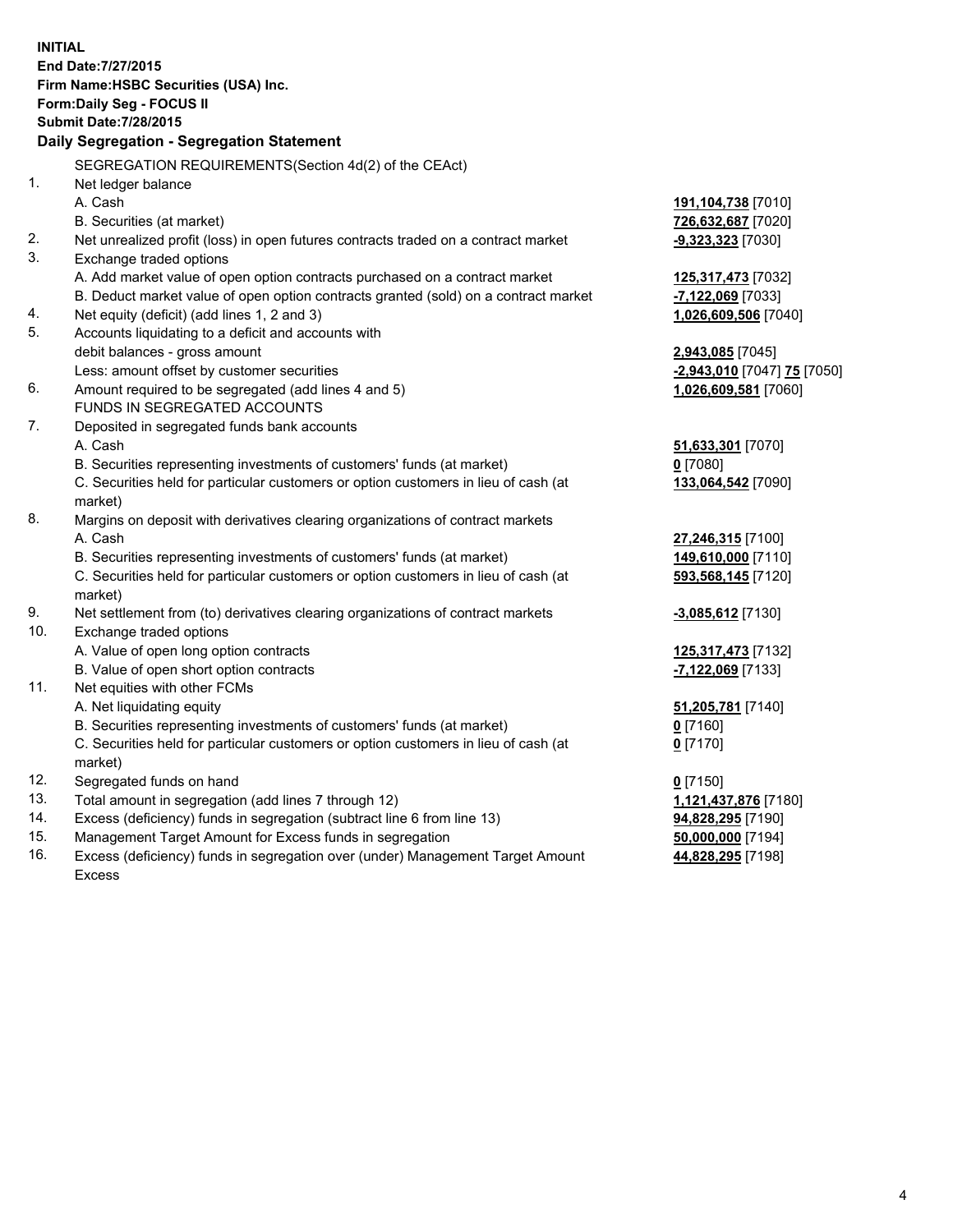**INITIAL**
**End Date:7/27/2015**
**Firm Name:HSBC Securities (USA) Inc.**
**Form:Daily Seg - FOCUS II**
**Submit Date:7/28/2015**

## Daily Segregation - Segregation Statement

SEGREGATION REQUIREMENTS(Section 4d(2) of the CEAct)

| | | |
|---|---|---|
| 1. | Net ledger balance | |
| | A. Cash | 191,104,738 [7010] |
| | B. Securities (at market) | 726,632,687 [7020] |
| 2. | Net unrealized profit (loss) in open futures contracts traded on a contract market | -9,323,323 [7030] |
| 3. | Exchange traded options | |
| | A. Add market value of open option contracts purchased on a contract market | 125,317,473 [7032] |
| | B. Deduct market value of open option contracts granted (sold) on a contract market | -7,122,069 [7033] |
| 4. | Net equity (deficit) (add lines 1, 2 and 3) | 1,026,609,506 [7040] |
| 5. | Accounts liquidating to a deficit and accounts with debit balances - gross amount | 2,943,085 [7045] |
| | Less: amount offset by customer securities | -2,943,010 [7047] 75 [7050] |
| 6. | Amount required to be segregated (add lines 4 and 5) | 1,026,609,581 [7060] |
| | FUNDS IN SEGREGATED ACCOUNTS | |
| 7. | Deposited in segregated funds bank accounts | |
| | A. Cash | 51,633,301 [7070] |
| | B. Securities representing investments of customers' funds (at market) | 0 [7080] |
| | C. Securities held for particular customers or option customers in lieu of cash (at market) | 133,064,542 [7090] |
| 8. | Margins on deposit with derivatives clearing organizations of contract markets | |
| | A. Cash | 27,246,315 [7100] |
| | B. Securities representing investments of customers' funds (at market) | 149,610,000 [7110] |
| | C. Securities held for particular customers or option customers in lieu of cash (at market) | 593,568,145 [7120] |
| 9. | Net settlement from (to) derivatives clearing organizations of contract markets | -3,085,612 [7130] |
| 10. | Exchange traded options | |
| | A. Value of open long option contracts | 125,317,473 [7132] |
| | B. Value of open short option contracts | -7,122,069 [7133] |
| 11. | Net equities with other FCMs | |
| | A. Net liquidating equity | 51,205,781 [7140] |
| | B. Securities representing investments of customers' funds (at market) | 0 [7160] |
| | C. Securities held for particular customers or option customers in lieu of cash (at market) | 0 [7170] |
| 12. | Segregated funds on hand | 0 [7150] |
| 13. | Total amount in segregation (add lines 7 through 12) | 1,121,437,876 [7180] |
| 14. | Excess (deficiency) funds in segregation (subtract line 6 from line 13) | 94,828,295 [7190] |
| 15. | Management Target Amount for Excess funds in segregation | 50,000,000 [7194] |
| 16. | Excess (deficiency) funds in segregation over (under) Management Target Amount Excess | 44,828,295 [7198] |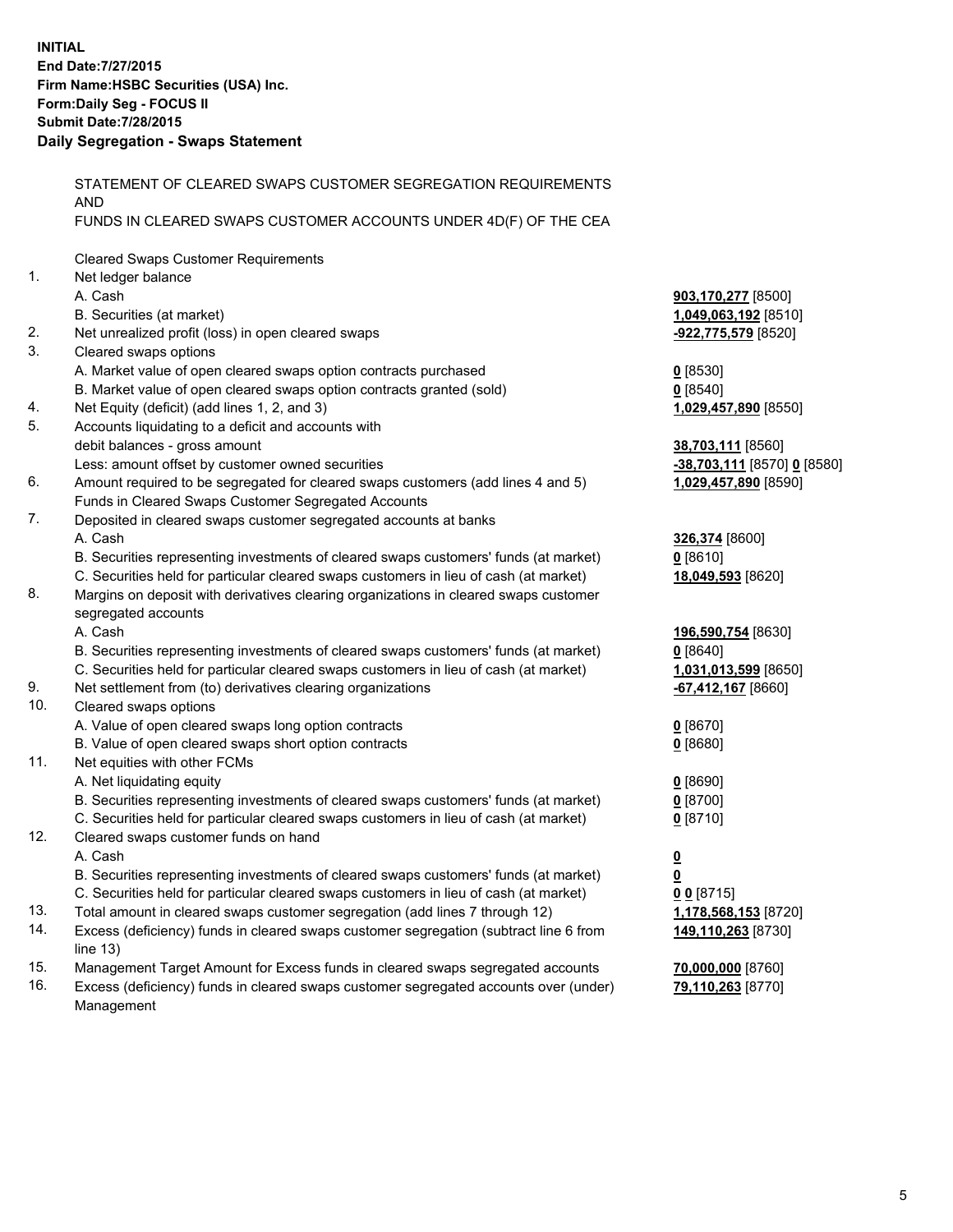**INITIAL**
**End Date:7/27/2015**
**Firm Name:HSBC Securities (USA) Inc.**
**Form:Daily Seg - FOCUS II**
**Submit Date:7/28/2015**
**Daily Segregation - Swaps Statement**

STATEMENT OF CLEARED SWAPS CUSTOMER SEGREGATION REQUIREMENTS AND FUNDS IN CLEARED SWAPS CUSTOMER ACCOUNTS UNDER 4D(F) OF THE CEA

| | | |
|---|---|---|
| | Cleared Swaps Customer Requirements | |
| 1. | Net ledger balance | |
| | A. Cash | **903,170,277** [8500] |
| | B. Securities (at market) | **1,049,063,192** [8510] |
| 2. | Net unrealized profit (loss) in open cleared swaps | **-922,775,579** [8520] |
| 3. | Cleared swaps options | |
| | A. Market value of open cleared swaps option contracts purchased | **0** [8530] |
| | B. Market value of open cleared swaps option contracts granted (sold) | **0** [8540] |
| 4. | Net Equity (deficit) (add lines 1, 2, and 3) | **1,029,457,890** [8550] |
| 5. | Accounts liquidating to a deficit and accounts with debit balances - gross amount | **38,703,111** [8560] |
| | Less: amount offset by customer owned securities | **-38,703,111** [8570] **0** [8580] |
| 6. | Amount required to be segregated for cleared swaps customers (add lines 4 and 5) | **1,029,457,890** [8590] |
| | Funds in Cleared Swaps Customer Segregated Accounts | |
| 7. | Deposited in cleared swaps customer segregated accounts at banks | |
| | A. Cash | **326,374** [8600] |
| | B. Securities representing investments of cleared swaps customers' funds (at market) | **0** [8610] |
| | C. Securities held for particular cleared swaps customers in lieu of cash (at market) | **18,049,593** [8620] |
| 8. | Margins on deposit with derivatives clearing organizations in cleared swaps customer segregated accounts | |
| | A. Cash | **196,590,754** [8630] |
| | B. Securities representing investments of cleared swaps customers' funds (at market) | **0** [8640] |
| | C. Securities held for particular cleared swaps customers in lieu of cash (at market) | **1,031,013,599** [8650] |
| 9. | Net settlement from (to) derivatives clearing organizations | **-67,412,167** [8660] |
| 10. | Cleared swaps options | |
| | A. Value of open cleared swaps long option contracts | **0** [8670] |
| | B. Value of open cleared swaps short option contracts | **0** [8680] |
| 11. | Net equities with other FCMs | |
| | A. Net liquidating equity | **0** [8690] |
| | B. Securities representing investments of cleared swaps customers' funds (at market) | **0** [8700] |
| | C. Securities held for particular cleared swaps customers in lieu of cash (at market) | **0** [8710] |
| 12. | Cleared swaps customer funds on hand | |
| | A. Cash | **0** |
| | B. Securities representing investments of cleared swaps customers' funds (at market) | **0** |
| | C. Securities held for particular cleared swaps customers in lieu of cash (at market) | **0** **0** [8715] |
| 13. | Total amount in cleared swaps customer segregation (add lines 7 through 12) | **1,178,568,153** [8720] |
| 14. | Excess (deficiency) funds in cleared swaps customer segregation (subtract line 6 from line 13) | **149,110,263** [8730] |
| 15. | Management Target Amount for Excess funds in cleared swaps segregated accounts | **70,000,000** [8760] |
| 16. | Excess (deficiency) funds in cleared swaps customer segregated accounts over (under) Management | **79,110,263** [8770] |